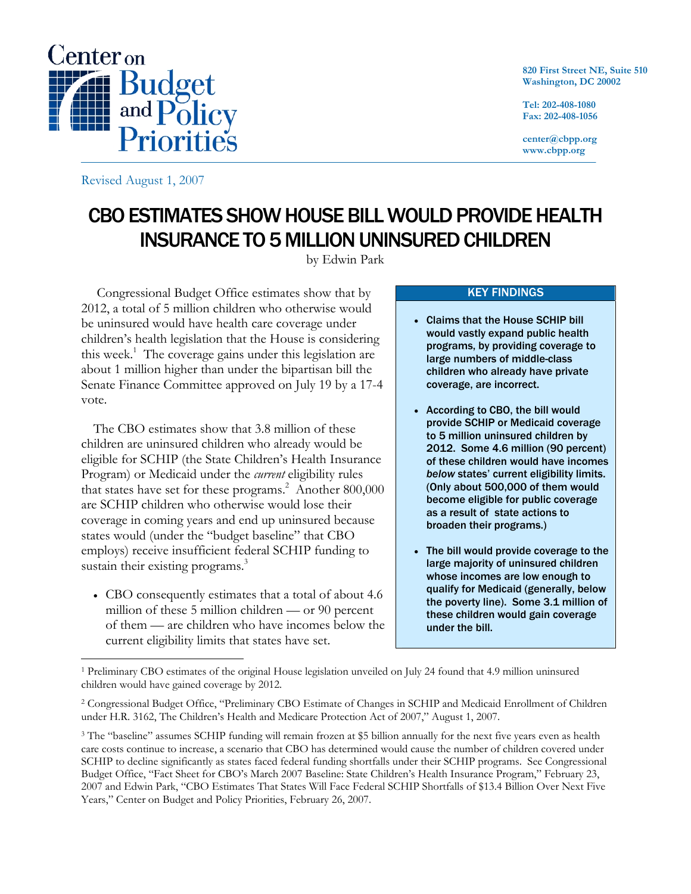Center on Budget and Policy Priorities

820 First Street NE, Suite 510
Washington, DC 20002

Tel: 202-408-1080
Fax: 202-408-1056

center@cbpp.org
www.cbpp.org

Revised August 1, 2007

# CBO ESTIMATES SHOW HOUSE BILL WOULD PROVIDE HEALTH INSURANCE TO 5 MILLION UNINSURED CHILDREN

by Edwin Park

Congressional Budget Office estimates show that by 2012, a total of 5 million children who otherwise would be uninsured would have health care coverage under children's health legislation that the House is considering this week.[1] The coverage gains under this legislation are about 1 million higher than under the bipartisan bill the Senate Finance Committee approved on July 19 by a 17-4 vote.

The CBO estimates show that 3.8 million of these children are uninsured children who already would be eligible for SCHIP (the State Children's Health Insurance Program) or Medicaid under the *current* eligibility rules that states have set for these programs.[2] Another 800,000 are SCHIP children who otherwise would lose their coverage in coming years and end up uninsured because states would (under the "budget baseline" that CBO employs) receive insufficient federal SCHIP funding to sustain their existing programs.[3]

- CBO consequently estimates that a total of about 4.6 million of these 5 million children — or 90 percent of them — are children who have incomes below the current eligibility limits that states have set.

**KEY FINDINGS**

- **Claims that the House SCHIP bill would vastly expand public health programs, by providing coverage to large numbers of middle-class children who already have private coverage, are incorrect.**
- **According to CBO, the bill would provide SCHIP or Medicaid coverage to 5 million uninsured children by 2012. Some 4.6 million (90 percent) of these children would have incomes *below* states' current eligibility limits. (Only about 500,000 of them would become eligible for public coverage as a result of state actions to broaden their programs.)**
- **The bill would provide coverage to the large majority of uninsured children whose incomes are low enough to qualify for Medicaid (generally, below the poverty line). Some 3.1 million of these children would gain coverage under the bill.**

---

[1] Preliminary CBO estimates of the original House legislation unveiled on July 24 found that 4.9 million uninsured children would have gained coverage by 2012.

[2] Congressional Budget Office, "Preliminary CBO Estimate of Changes in SCHIP and Medicaid Enrollment of Children under H.R. 3162, The Children's Health and Medicare Protection Act of 2007," August 1, 2007.

[3] The "baseline" assumes SCHIP funding will remain frozen at $5 billion annually for the next five years even as health care costs continue to increase, a scenario that CBO has determined would cause the number of children covered under SCHIP to decline significantly as states faced federal funding shortfalls under their SCHIP programs. See Congressional Budget Office, "Fact Sheet for CBO's March 2007 Baseline: State Children's Health Insurance Program," February 23, 2007 and Edwin Park, "CBO Estimates That States Will Face Federal SCHIP Shortfalls of $13.4 Billion Over Next Five Years," Center on Budget and Policy Priorities, February 26, 2007.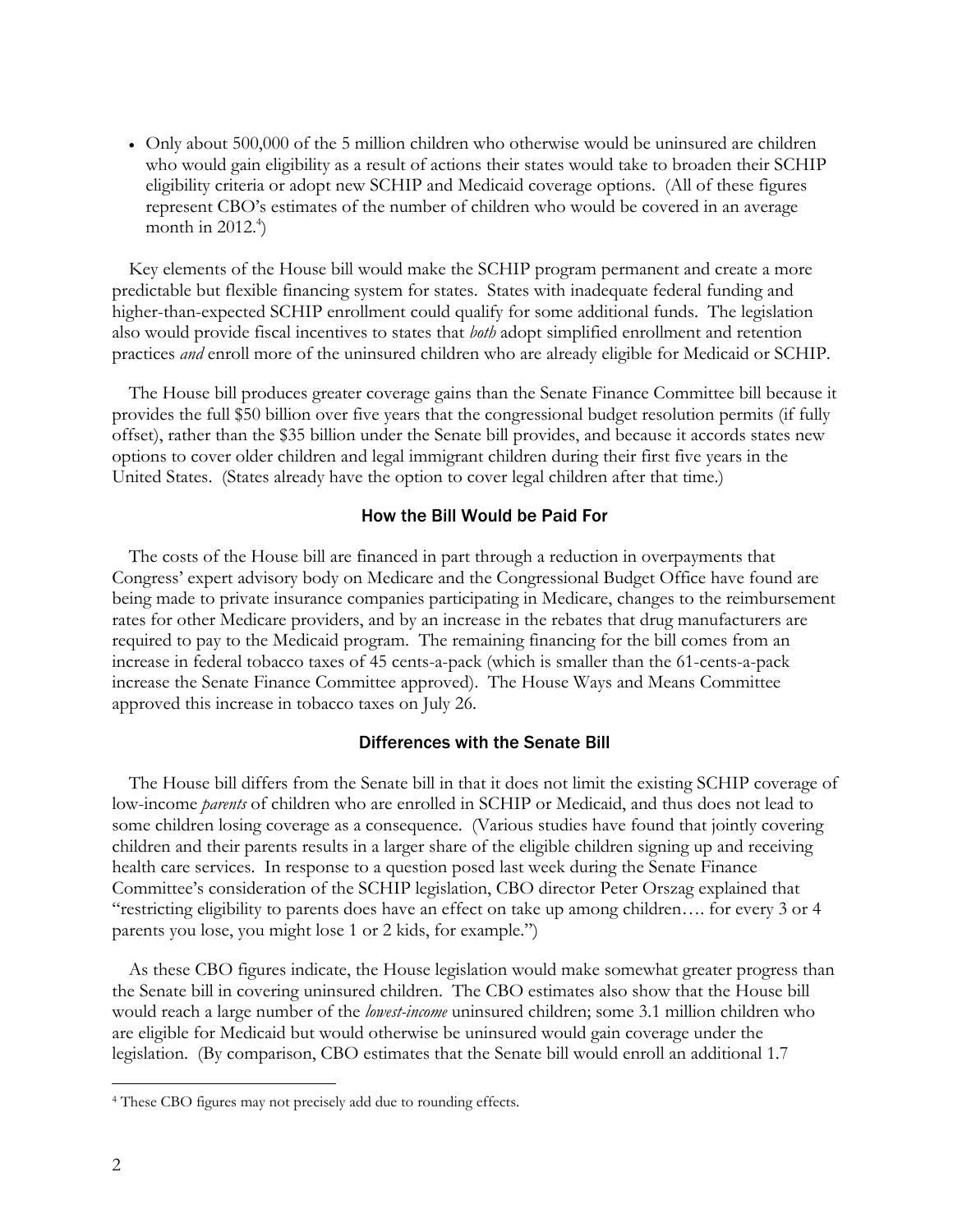- Only about 500,000 of the 5 million children who otherwise would be uninsured are children who would gain eligibility as a result of actions their states would take to broaden their SCHIP eligibility criteria or adopt new SCHIP and Medicaid coverage options. (All of these figures represent CBO's estimates of the number of children who would be covered in an average month in 2012.[4])

Key elements of the House bill would make the SCHIP program permanent and create a more predictable but flexible financing system for states. States with inadequate federal funding and higher-than-expected SCHIP enrollment could qualify for some additional funds. The legislation also would provide fiscal incentives to states that *both* adopt simplified enrollment and retention practices *and* enroll more of the uninsured children who are already eligible for Medicaid or SCHIP.

The House bill produces greater coverage gains than the Senate Finance Committee bill because it provides the full $50 billion over five years that the congressional budget resolution permits (if fully offset), rather than the $35 billion under the Senate bill provides, and because it accords states new options to cover older children and legal immigrant children during their first five years in the United States. (States already have the option to cover legal children after that time.)

### How the Bill Would be Paid For

The costs of the House bill are financed in part through a reduction in overpayments that Congress' expert advisory body on Medicare and the Congressional Budget Office have found are being made to private insurance companies participating in Medicare, changes to the reimbursement rates for other Medicare providers, and by an increase in the rebates that drug manufacturers are required to pay to the Medicaid program. The remaining financing for the bill comes from an increase in federal tobacco taxes of 45 cents-a-pack (which is smaller than the 61-cents-a-pack increase the Senate Finance Committee approved). The House Ways and Means Committee approved this increase in tobacco taxes on July 26.

### Differences with the Senate Bill

The House bill differs from the Senate bill in that it does not limit the existing SCHIP coverage of low-income *parents* of children who are enrolled in SCHIP or Medicaid, and thus does not lead to some children losing coverage as a consequence. (Various studies have found that jointly covering children and their parents results in a larger share of the eligible children signing up and receiving health care services. In response to a question posed last week during the Senate Finance Committee's consideration of the SCHIP legislation, CBO director Peter Orszag explained that "restricting eligibility to parents does have an effect on take up among children…. for every 3 or 4 parents you lose, you might lose 1 or 2 kids, for example.")

As these CBO figures indicate, the House legislation would make somewhat greater progress than the Senate bill in covering uninsured children. The CBO estimates also show that the House bill would reach a large number of the *lowest-income* uninsured children; some 3.1 million children who are eligible for Medicaid but would otherwise be uninsured would gain coverage under the legislation. (By comparison, CBO estimates that the Senate bill would enroll an additional 1.7

[4] These CBO figures may not precisely add due to rounding effects.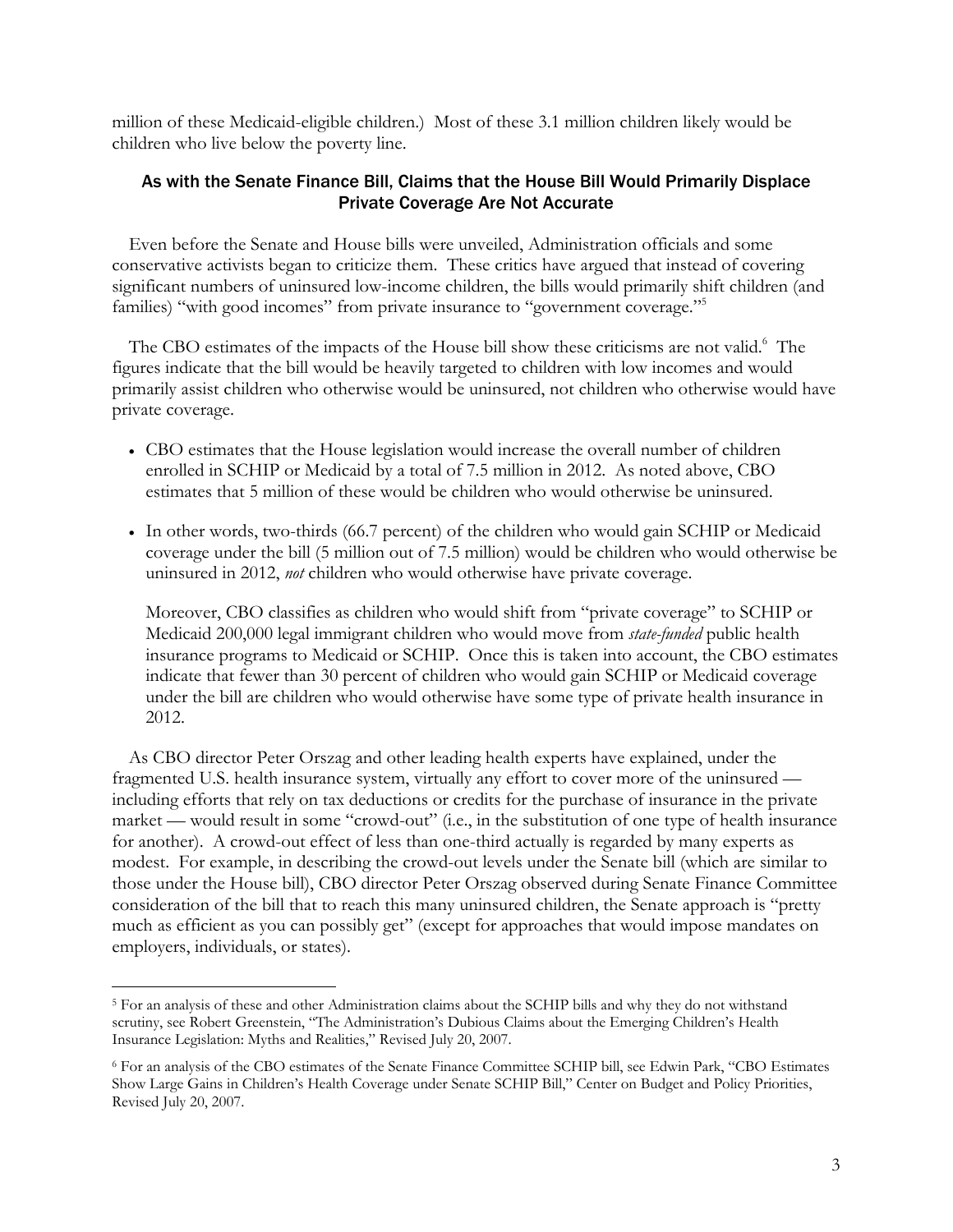million of these Medicaid-eligible children.) Most of these 3.1 million children likely would be children who live below the poverty line.

## As with the Senate Finance Bill, Claims that the House Bill Would Primarily Displace Private Coverage Are Not Accurate

Even before the Senate and House bills were unveiled, Administration officials and some conservative activists began to criticize them. These critics have argued that instead of covering significant numbers of uninsured low-income children, the bills would primarily shift children (and families) "with good incomes" from private insurance to "government coverage."[5]

The CBO estimates of the impacts of the House bill show these criticisms are not valid.[6] The figures indicate that the bill would be heavily targeted to children with low incomes and would primarily assist children who otherwise would be uninsured, not children who otherwise would have private coverage.

- CBO estimates that the House legislation would increase the overall number of children enrolled in SCHIP or Medicaid by a total of 7.5 million in 2012. As noted above, CBO estimates that 5 million of these would be children who would otherwise be uninsured.
- In other words, two-thirds (66.7 percent) of the children who would gain SCHIP or Medicaid coverage under the bill (5 million out of 7.5 million) would be children who would otherwise be uninsured in 2012, *not* children who would otherwise have private coverage.

  Moreover, CBO classifies as children who would shift from "private coverage" to SCHIP or Medicaid 200,000 legal immigrant children who would move from *state-funded* public health insurance programs to Medicaid or SCHIP. Once this is taken into account, the CBO estimates indicate that fewer than 30 percent of children who would gain SCHIP or Medicaid coverage under the bill are children who would otherwise have some type of private health insurance in 2012.

As CBO director Peter Orszag and other leading health experts have explained, under the fragmented U.S. health insurance system, virtually any effort to cover more of the uninsured — including efforts that rely on tax deductions or credits for the purchase of insurance in the private market — would result in some "crowd-out" (i.e., in the substitution of one type of health insurance for another). A crowd-out effect of less than one-third actually is regarded by many experts as modest. For example, in describing the crowd-out levels under the Senate bill (which are similar to those under the House bill), CBO director Peter Orszag observed during Senate Finance Committee consideration of the bill that to reach this many uninsured children, the Senate approach is "pretty much as efficient as you can possibly get" (except for approaches that would impose mandates on employers, individuals, or states).

---

[5] For an analysis of these and other Administration claims about the SCHIP bills and why they do not withstand scrutiny, see Robert Greenstein, "The Administration's Dubious Claims about the Emerging Children's Health Insurance Legislation: Myths and Realities," Revised July 20, 2007.

[6] For an analysis of the CBO estimates of the Senate Finance Committee SCHIP bill, see Edwin Park, "CBO Estimates Show Large Gains in Children's Health Coverage under Senate SCHIP Bill," Center on Budget and Policy Priorities, Revised July 20, 2007.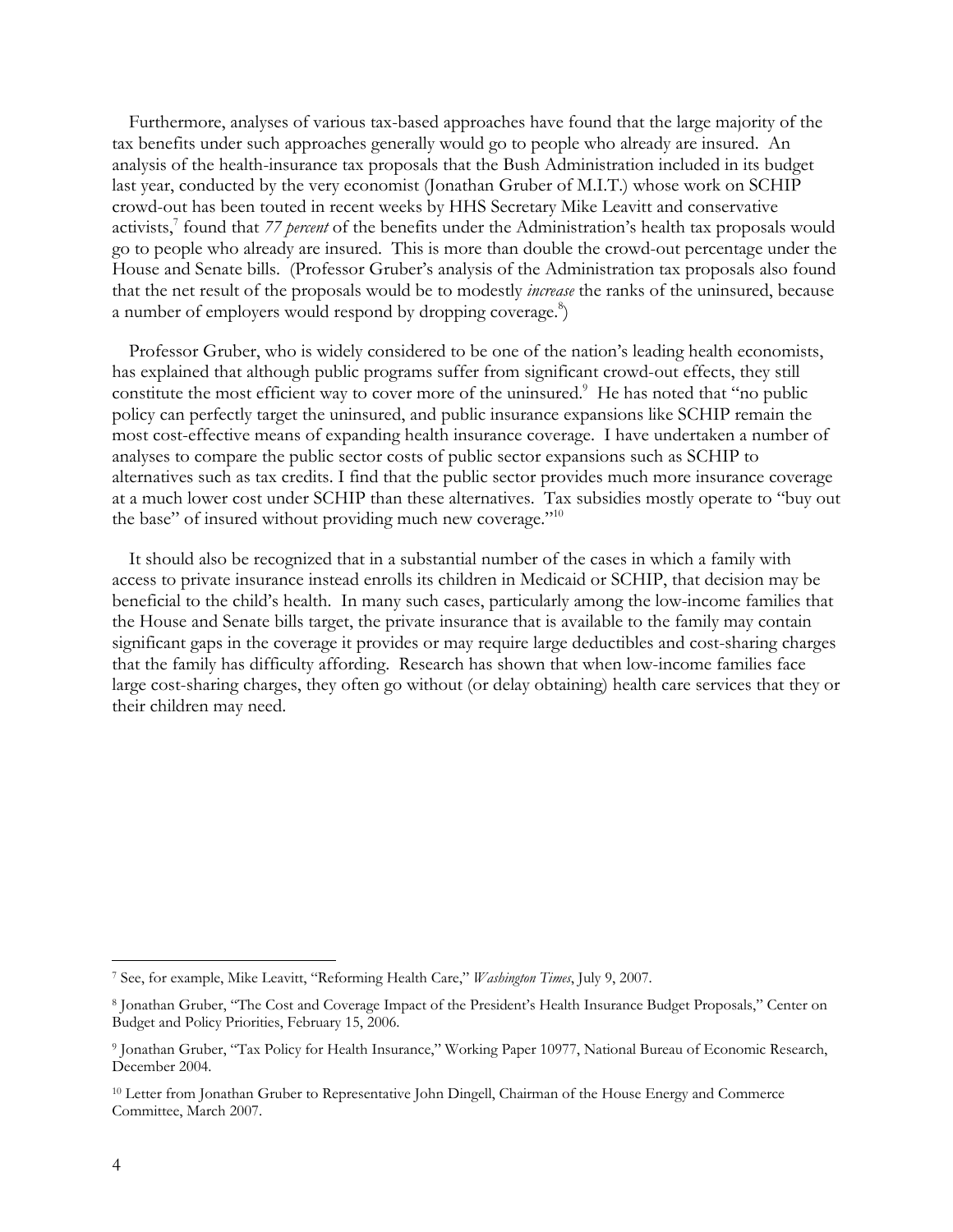Furthermore, analyses of various tax-based approaches have found that the large majority of the tax benefits under such approaches generally would go to people who already are insured. An analysis of the health-insurance tax proposals that the Bush Administration included in its budget last year, conducted by the very economist (Jonathan Gruber of M.I.T.) whose work on SCHIP crowd-out has been touted in recent weeks by HHS Secretary Mike Leavitt and conservative activists,[7] found that *77 percent* of the benefits under the Administration's health tax proposals would go to people who already are insured. This is more than double the crowd-out percentage under the House and Senate bills. (Professor Gruber's analysis of the Administration tax proposals also found that the net result of the proposals would be to modestly *increase* the ranks of the uninsured, because a number of employers would respond by dropping coverage.[8])

Professor Gruber, who is widely considered to be one of the nation's leading health economists, has explained that although public programs suffer from significant crowd-out effects, they still constitute the most efficient way to cover more of the uninsured.[9] He has noted that "no public policy can perfectly target the uninsured, and public insurance expansions like SCHIP remain the most cost-effective means of expanding health insurance coverage. I have undertaken a number of analyses to compare the public sector costs of public sector expansions such as SCHIP to alternatives such as tax credits. I find that the public sector provides much more insurance coverage at a much lower cost under SCHIP than these alternatives. Tax subsidies mostly operate to "buy out the base" of insured without providing much new coverage."[10]

It should also be recognized that in a substantial number of the cases in which a family with access to private insurance instead enrolls its children in Medicaid or SCHIP, that decision may be beneficial to the child's health. In many such cases, particularly among the low-income families that the House and Senate bills target, the private insurance that is available to the family may contain significant gaps in the coverage it provides or may require large deductibles and cost-sharing charges that the family has difficulty affording. Research has shown that when low-income families face large cost-sharing charges, they often go without (or delay obtaining) health care services that they or their children may need.

---

[7] See, for example, Mike Leavitt, "Reforming Health Care," *Washington Times*, July 9, 2007.

[8] Jonathan Gruber, "The Cost and Coverage Impact of the President's Health Insurance Budget Proposals," Center on Budget and Policy Priorities, February 15, 2006.

[9] Jonathan Gruber, "Tax Policy for Health Insurance," Working Paper 10977, National Bureau of Economic Research, December 2004.

[10] Letter from Jonathan Gruber to Representative John Dingell, Chairman of the House Energy and Commerce Committee, March 2007.